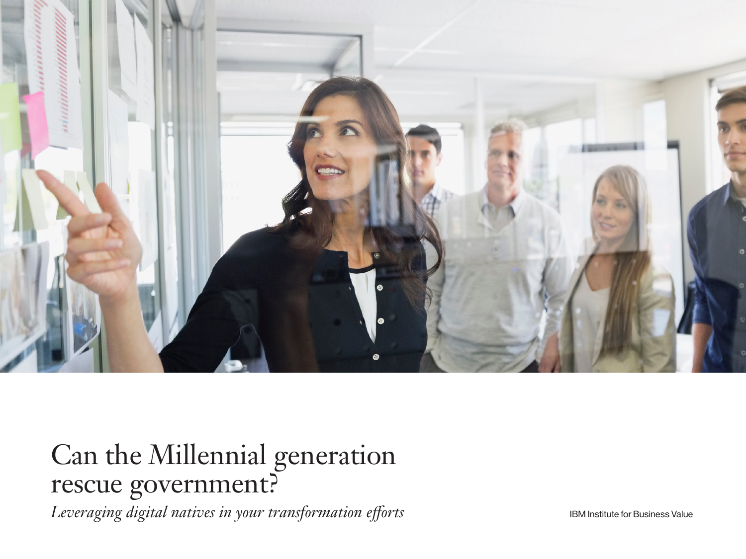# Can the Millennial generation rescue government?

*Leveraging digital natives in your transformation efforts*

IBM Institute for Business Value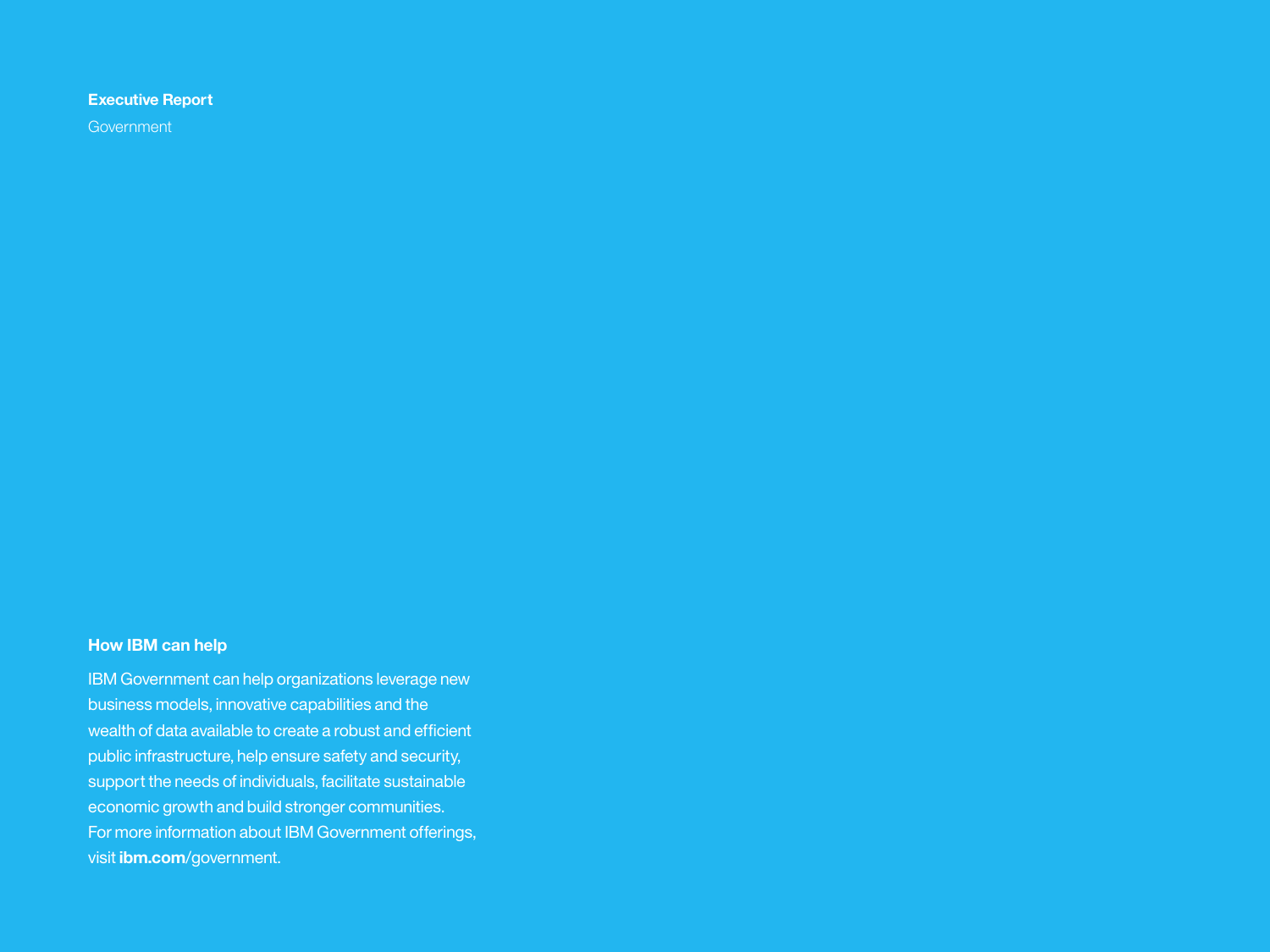**Executive Report**

Government

## How IBM can help

IBM Government can help organizations leverage new business models, innovative capabilities and the wealth of data available to create a robust and efficient public infrastructure, help ensure safety and security, support the needs of individuals, facilitate sustainable economic growth and build stronger communities. For more information about IBM Government offerings, visit **ibm.com**/government.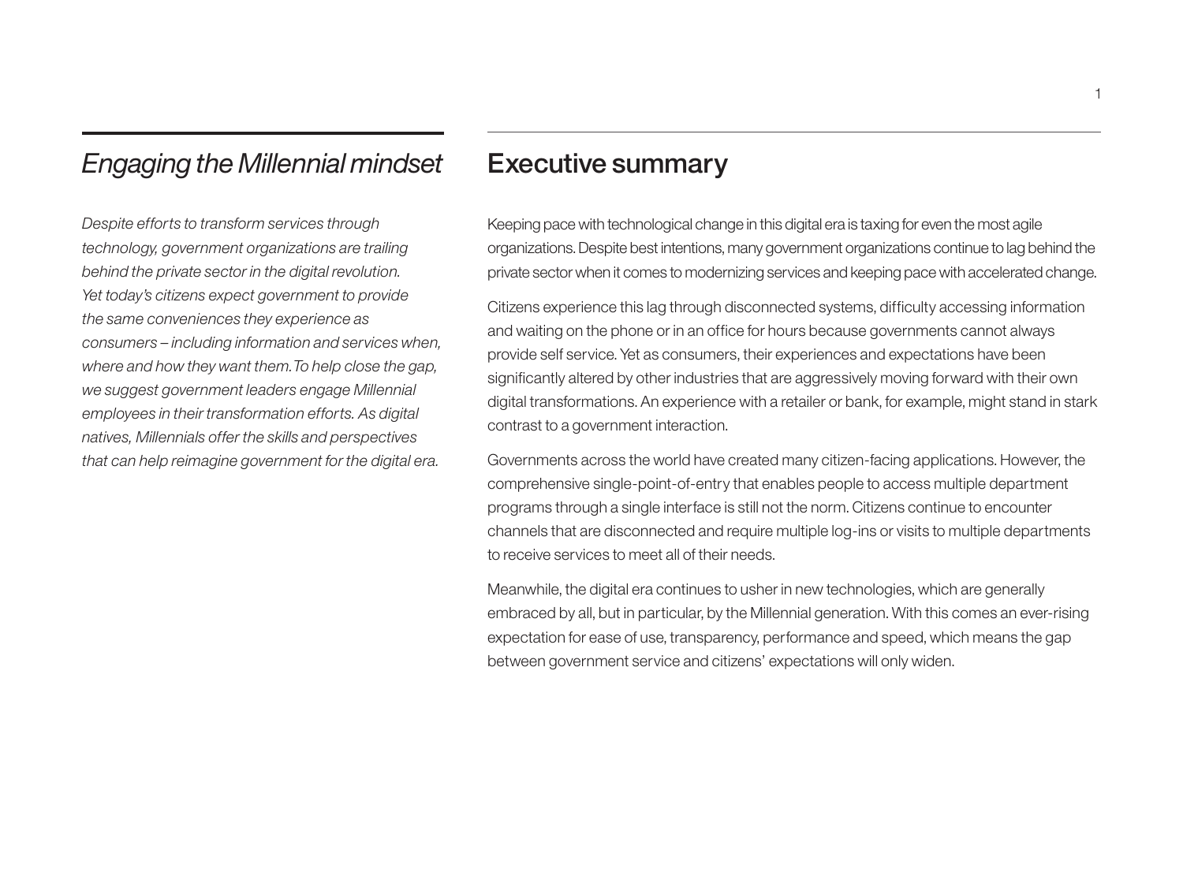## *Engaging the Millennial mindset*

*Despite efforts to transform services through technology, government organizations are trailing behind the private sector in the digital revolution. Yet today's citizens expect government to provide the same conveniences they experience as consumers – including information and services when, where and how they want them. To help close the gap, we suggest government leaders engage Millennial employees in their transformation efforts. As digital natives, Millennials offer the skills and perspectives that can help reimagine government for the digital era.*

## Executive summary

Keeping pace with technological change in this digital era is taxing for even the most agile organizations. Despite best intentions, many government organizations continue to lag behind the private sector when it comes to modernizing services and keeping pace with accelerated change.

Citizens experience this lag through disconnected systems, difficulty accessing information and waiting on the phone or in an office for hours because governments cannot always provide self service. Yet as consumers, their experiences and expectations have been significantly altered by other industries that are aggressively moving forward with their own digital transformations. An experience with a retailer or bank, for example, might stand in stark contrast to a government interaction.

Governments across the world have created many citizen-facing applications. However, the comprehensive single-point-of-entry that enables people to access multiple department programs through a single interface is still not the norm. Citizens continue to encounter channels that are disconnected and require multiple log-ins or visits to multiple departments to receive services to meet all of their needs.

Meanwhile, the digital era continues to usher in new technologies, which are generally embraced by all, but in particular, by the Millennial generation. With this comes an ever-rising expectation for ease of use, transparency, performance and speed, which means the gap between government service and citizens' expectations will only widen.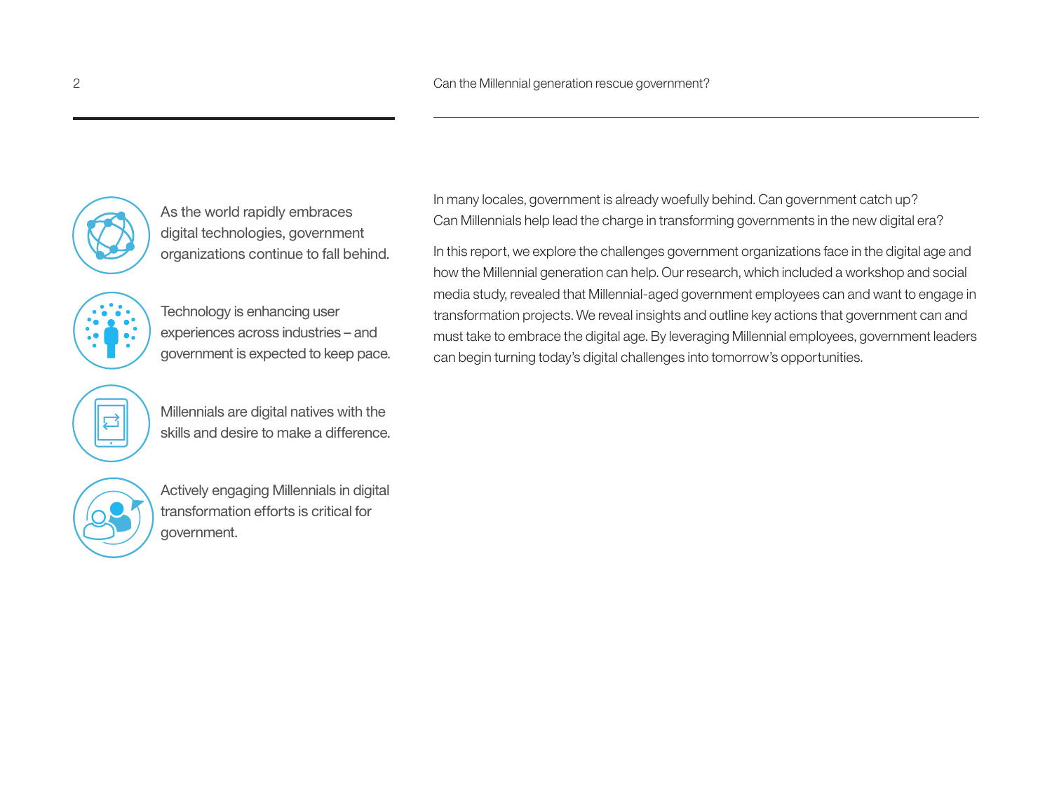As the world rapidly embraces digital technologies, government organizations continue to fall behind.

Technology is enhancing user experiences across industries – and government is expected to keep pace.

Millennials are digital natives with the skills and desire to make a difference.

Actively engaging Millennials in digital transformation efforts is critical for government.

In many locales, government is already woefully behind. Can government catch up? Can Millennials help lead the charge in transforming governments in the new digital era?

In this report, we explore the challenges government organizations face in the digital age and how the Millennial generation can help. Our research, which included a workshop and social media study, revealed that Millennial-aged government employees can and want to engage in transformation projects. We reveal insights and outline key actions that government can and must take to embrace the digital age. By leveraging Millennial employees, government leaders can begin turning today's digital challenges into tomorrow's opportunities.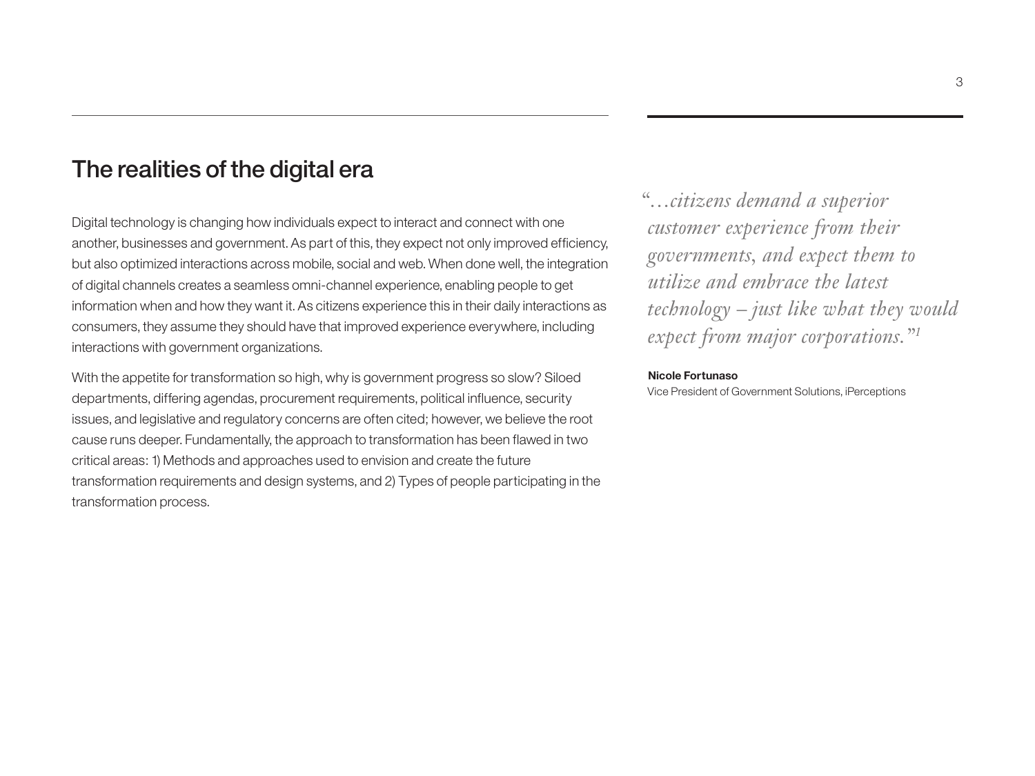## The realities of the digital era

Digital technology is changing how individuals expect to interact and connect with one another, businesses and government. As part of this, they expect not only improved efficiency, but also optimized interactions across mobile, social and web. When done well, the integration of digital channels creates a seamless omni-channel experience, enabling people to get information when and how they want it. As citizens experience this in their daily interactions as consumers, they assume they should have that improved experience everywhere, including interactions with government organizations.

With the appetite for transformation so high, why is government progress so slow? Siloed departments, differing agendas, procurement requirements, political influence, security issues, and legislative and regulatory concerns are often cited; however, we believe the root cause runs deeper. Fundamentally, the approach to transformation has been flawed in two critical areas: 1) Methods and approaches used to envision and create the future transformation requirements and design systems, and 2) Types of people participating in the transformation process.

> *"…citizens demand a superior customer experience from their governments, and expect them to utilize and embrace the latest technology – just like what they would expect from major corporations."*[1]
>
> **Nicole Fortunaso**
> Vice President of Government Solutions, iPerceptions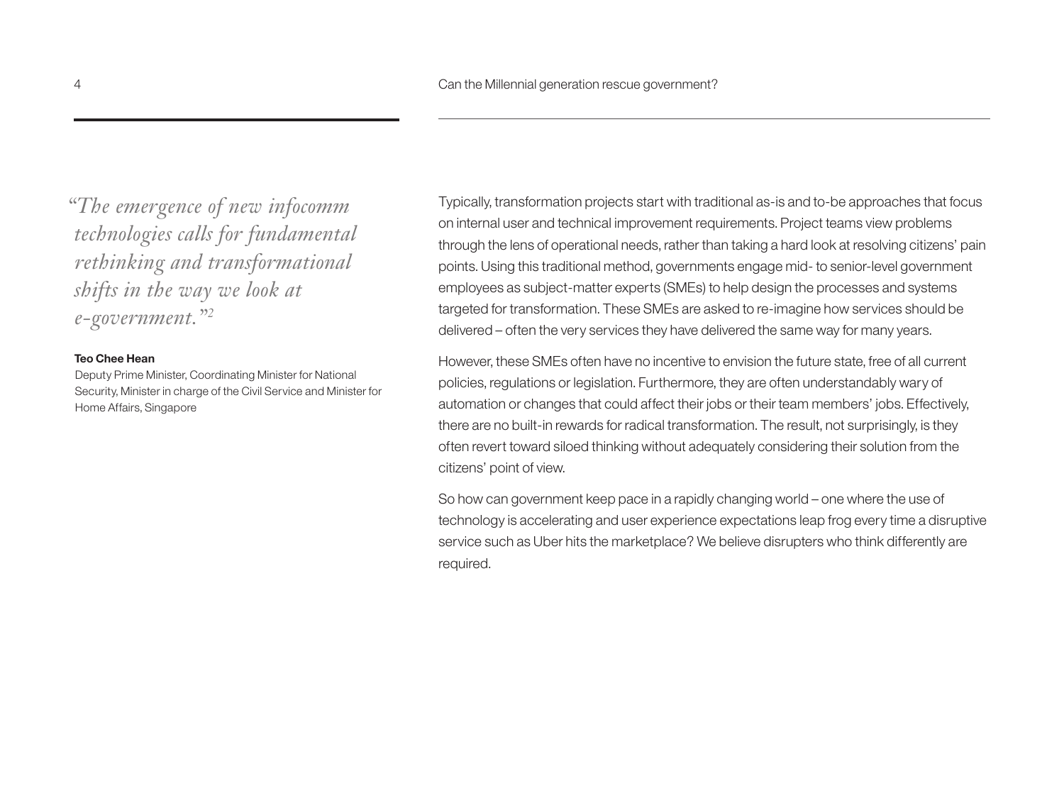*"The emergence of new infocomm technologies calls for fundamental rethinking and transformational shifts in the way we look at e-government."[2]*

**Teo Chee Hean**
Deputy Prime Minister, Coordinating Minister for National Security, Minister in charge of the Civil Service and Minister for Home Affairs, Singapore

Typically, transformation projects start with traditional as-is and to-be approaches that focus on internal user and technical improvement requirements. Project teams view problems through the lens of operational needs, rather than taking a hard look at resolving citizens' pain points. Using this traditional method, governments engage mid- to senior-level government employees as subject-matter experts (SMEs) to help design the processes and systems targeted for transformation. These SMEs are asked to re-imagine how services should be delivered – often the very services they have delivered the same way for many years.

However, these SMEs often have no incentive to envision the future state, free of all current policies, regulations or legislation. Furthermore, they are often understandably wary of automation or changes that could affect their jobs or their team members' jobs. Effectively, there are no built-in rewards for radical transformation. The result, not surprisingly, is they often revert toward siloed thinking without adequately considering their solution from the citizens' point of view.

So how can government keep pace in a rapidly changing world – one where the use of technology is accelerating and user experience expectations leap frog every time a disruptive service such as Uber hits the marketplace? We believe disrupters who think differently are required.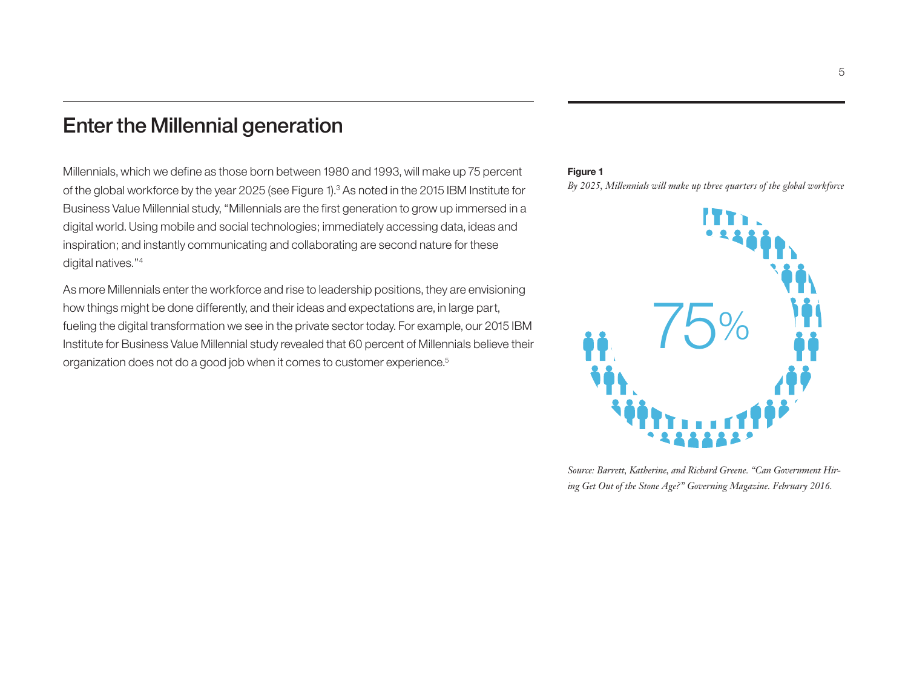## Enter the Millennial generation

Millennials, which we define as those born between 1980 and 1993, will make up 75 percent of the global workforce by the year 2025 (see Figure 1).[3] As noted in the 2015 IBM Institute for Business Value Millennial study, "Millennials are the first generation to grow up immersed in a digital world. Using mobile and social technologies; immediately accessing data, ideas and inspiration; and instantly communicating and collaborating are second nature for these digital natives."[4]

As more Millennials enter the workforce and rise to leadership positions, they are envisioning how things might be done differently, and their ideas and expectations are, in large part, fueling the digital transformation we see in the private sector today. For example, our 2015 IBM Institute for Business Value Millennial study revealed that 60 percent of Millennials believe their organization does not do a good job when it comes to customer experience.[5]

**Figure 1**

*By 2025, Millennials will make up three quarters of the global workforce*

75%

*Source: Barrett, Katherine, and Richard Greene. "Can Government Hiring Get Out of the Stone Age?" Governing Magazine. February 2016.*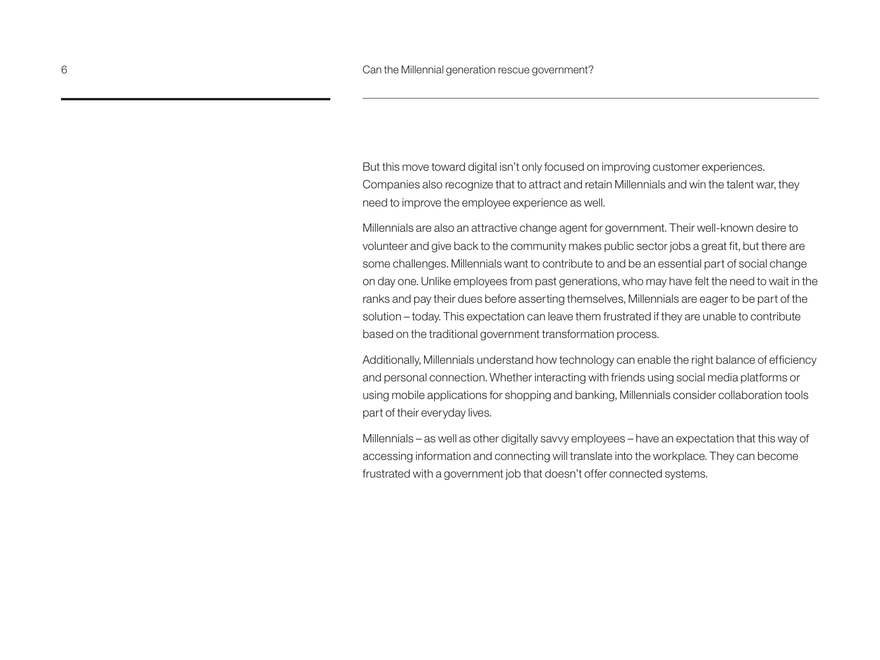But this move toward digital isn't only focused on improving customer experiences. Companies also recognize that to attract and retain Millennials and win the talent war, they need to improve the employee experience as well.

Millennials are also an attractive change agent for government. Their well-known desire to volunteer and give back to the community makes public sector jobs a great fit, but there are some challenges. Millennials want to contribute to and be an essential part of social change on day one. Unlike employees from past generations, who may have felt the need to wait in the ranks and pay their dues before asserting themselves, Millennials are eager to be part of the solution – today. This expectation can leave them frustrated if they are unable to contribute based on the traditional government transformation process.

Additionally, Millennials understand how technology can enable the right balance of efficiency and personal connection. Whether interacting with friends using social media platforms or using mobile applications for shopping and banking, Millennials consider collaboration tools part of their everyday lives.

Millennials – as well as other digitally savvy employees – have an expectation that this way of accessing information and connecting will translate into the workplace. They can become frustrated with a government job that doesn't offer connected systems.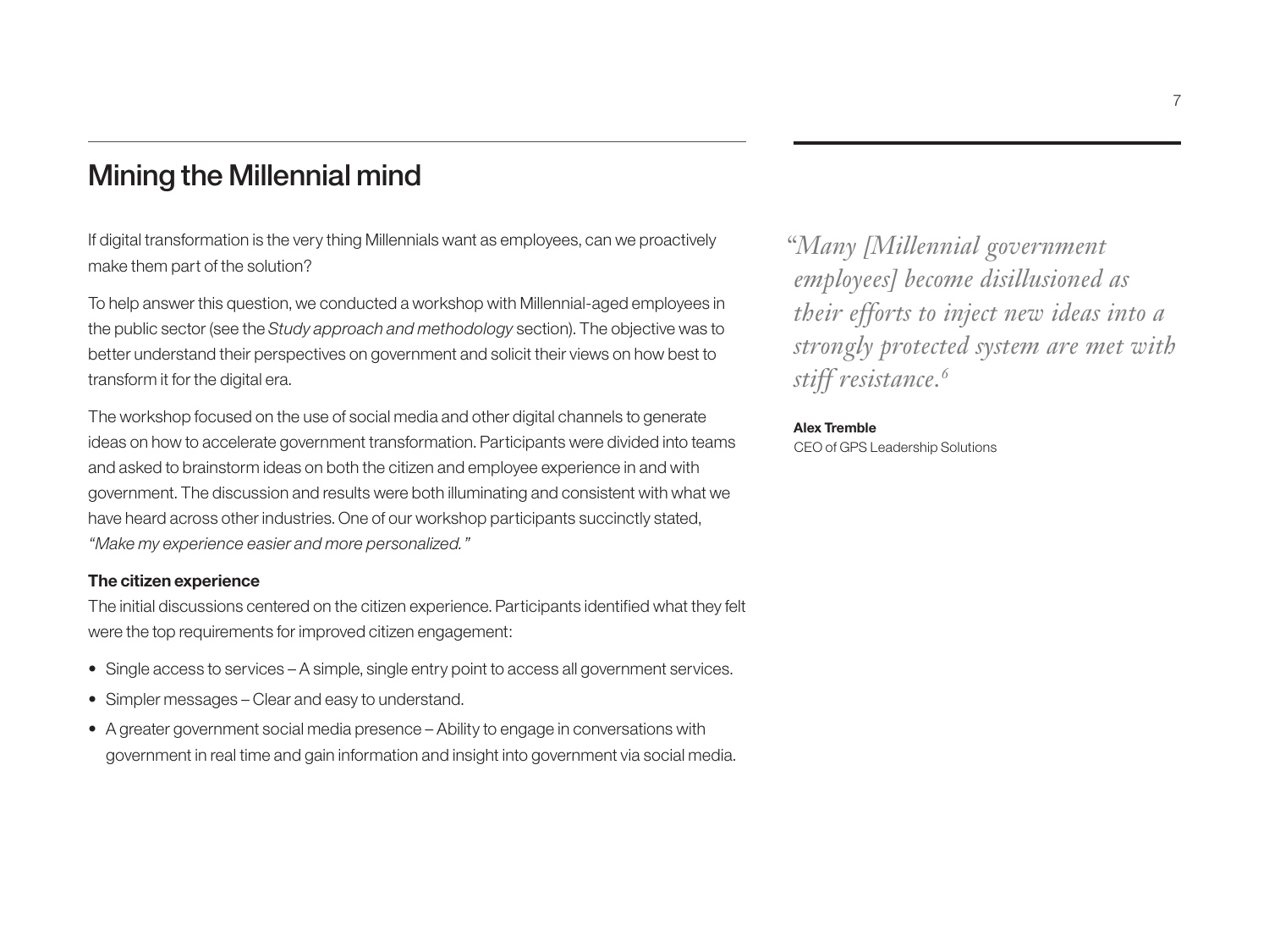## Mining the Millennial mind

If digital transformation is the very thing Millennials want as employees, can we proactively make them part of the solution?

To help answer this question, we conducted a workshop with Millennial-aged employees in the public sector (see the *Study approach and methodology* section). The objective was to better understand their perspectives on government and solicit their views on how best to transform it for the digital era.

The workshop focused on the use of social media and other digital channels to generate ideas on how to accelerate government transformation. Participants were divided into teams and asked to brainstorm ideas on both the citizen and employee experience in and with government. The discussion and results were both illuminating and consistent with what we have heard across other industries. One of our workshop participants succinctly stated, *"Make my experience easier and more personalized."*

**The citizen experience**

The initial discussions centered on the citizen experience. Participants identified what they felt were the top requirements for improved citizen engagement:

- Single access to services – A simple, single entry point to access all government services.
- Simpler messages – Clear and easy to understand.
- A greater government social media presence – Ability to engage in conversations with government in real time and gain information and insight into government via social media.

*"Many [Millennial government employees] become disillusioned as their efforts to inject new ideas into a strongly protected system are met with stiff resistance.[6]*

**Alex Tremble**
CEO of GPS Leadership Solutions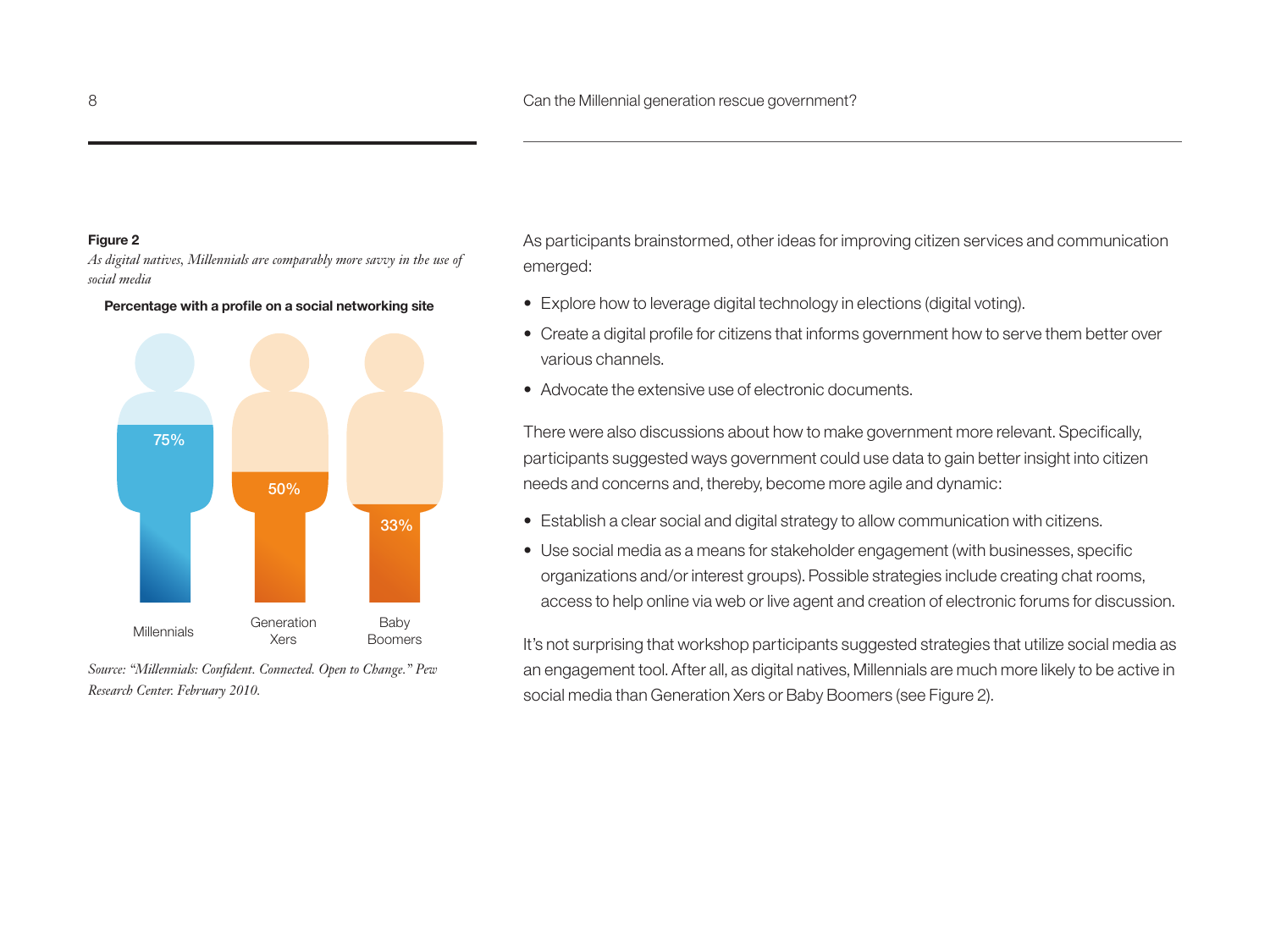**Figure 2**

*As digital natives, Millennials are comparably more savvy in the use of social media*

**Percentage with a profile on a social networking site**

| Millennials | Generation Xers | Baby Boomers |
| --- | --- | --- |
| 75% | 50% | 33% |

*Source: "Millennials: Confident. Connected. Open to Change." Pew Research Center. February 2010.*

As participants brainstormed, other ideas for improving citizen services and communication emerged:

- Explore how to leverage digital technology in elections (digital voting).
- Create a digital profile for citizens that informs government how to serve them better over various channels.
- Advocate the extensive use of electronic documents.

There were also discussions about how to make government more relevant. Specifically, participants suggested ways government could use data to gain better insight into citizen needs and concerns and, thereby, become more agile and dynamic:

- Establish a clear social and digital strategy to allow communication with citizens.
- Use social media as a means for stakeholder engagement (with businesses, specific organizations and/or interest groups). Possible strategies include creating chat rooms, access to help online via web or live agent and creation of electronic forums for discussion.

It's not surprising that workshop participants suggested strategies that utilize social media as an engagement tool. After all, as digital natives, Millennials are much more likely to be active in social media than Generation Xers or Baby Boomers (see Figure 2).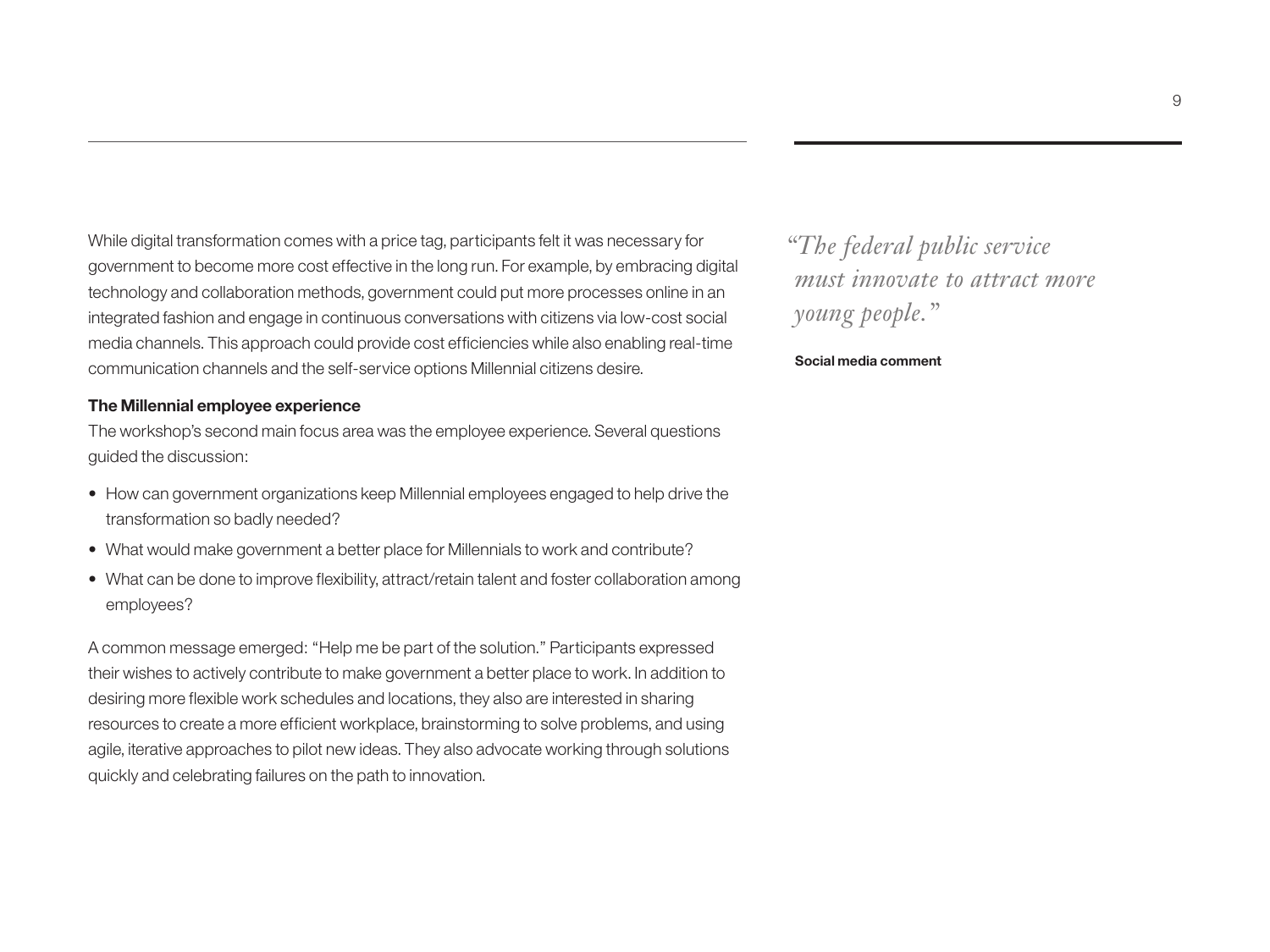While digital transformation comes with a price tag, participants felt it was necessary for government to become more cost effective in the long run. For example, by embracing digital technology and collaboration methods, government could put more processes online in an integrated fashion and engage in continuous conversations with citizens via low-cost social media channels. This approach could provide cost efficiencies while also enabling real-time communication channels and the self-service options Millennial citizens desire.

**The Millennial employee experience**

The workshop's second main focus area was the employee experience. Several questions guided the discussion:

- How can government organizations keep Millennial employees engaged to help drive the transformation so badly needed?
- What would make government a better place for Millennials to work and contribute?
- What can be done to improve flexibility, attract/retain talent and foster collaboration among employees?

A common message emerged: "Help me be part of the solution." Participants expressed their wishes to actively contribute to make government a better place to work. In addition to desiring more flexible work schedules and locations, they also are interested in sharing resources to create a more efficient workplace, brainstorming to solve problems, and using agile, iterative approaches to pilot new ideas. They also advocate working through solutions quickly and celebrating failures on the path to innovation.

> *"The federal public service must innovate to attract more young people."*
>
> **Social media comment**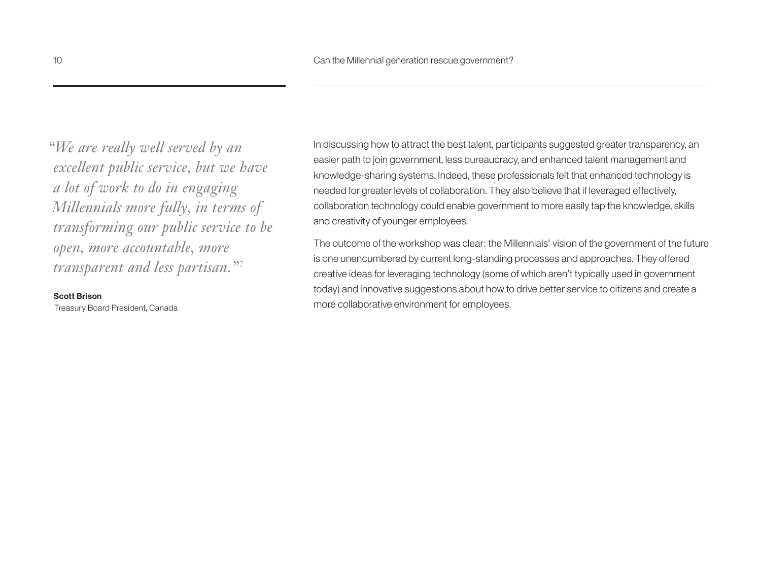*"We are really well served by an excellent public service, but we have a lot of work to do in engaging Millennials more fully, in terms of transforming our public service to be open, more accountable, more transparent and less partisan."*[7]

**Scott Brison**
Treasury Board President, Canada

In discussing how to attract the best talent, participants suggested greater transparency, an easier path to join government, less bureaucracy, and enhanced talent management and knowledge-sharing systems. Indeed, these professionals felt that enhanced technology is needed for greater levels of collaboration. They also believe that if leveraged effectively, collaboration technology could enable government to more easily tap the knowledge, skills and creativity of younger employees.

The outcome of the workshop was clear: the Millennials' vision of the government of the future is one unencumbered by current long-standing processes and approaches. They offered creative ideas for leveraging technology (some of which aren't typically used in government today) and innovative suggestions about how to drive better service to citizens and create a more collaborative environment for employees.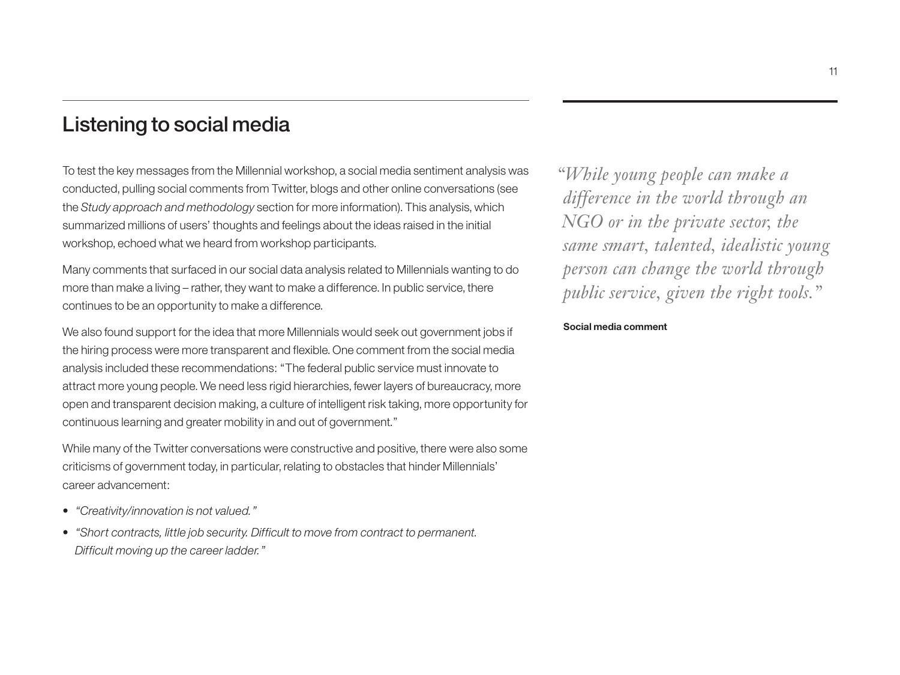## Listening to social media

To test the key messages from the Millennial workshop, a social media sentiment analysis was conducted, pulling social comments from Twitter, blogs and other online conversations (see the *Study approach and methodology* section for more information). This analysis, which summarized millions of users' thoughts and feelings about the ideas raised in the initial workshop, echoed what we heard from workshop participants.

Many comments that surfaced in our social data analysis related to Millennials wanting to do more than make a living – rather, they want to make a difference. In public service, there continues to be an opportunity to make a difference.

We also found support for the idea that more Millennials would seek out government jobs if the hiring process were more transparent and flexible. One comment from the social media analysis included these recommendations: "The federal public service must innovate to attract more young people. We need less rigid hierarchies, fewer layers of bureaucracy, more open and transparent decision making, a culture of intelligent risk taking, more opportunity for continuous learning and greater mobility in and out of government."

While many of the Twitter conversations were constructive and positive, there were also some criticisms of government today, in particular, relating to obstacles that hinder Millennials' career advancement:

- *"Creativity/innovation is not valued."*
- *"Short contracts, little job security. Difficult to move from contract to permanent. Difficult moving up the career ladder."*

> *"While young people can make a difference in the world through an NGO or in the private sector, the same smart, talented, idealistic young person can change the world through public service, given the right tools."*
>
> **Social media comment**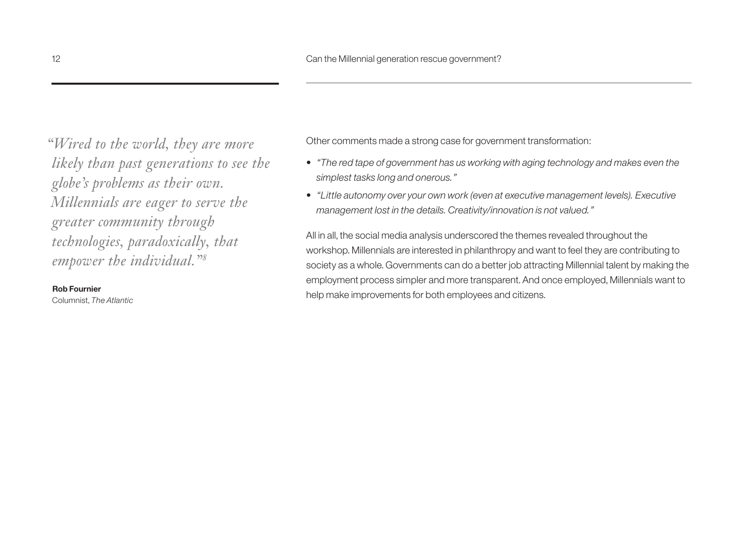*"Wired to the world, they are more likely than past generations to see the globe's problems as their own. Millennials are eager to serve the greater community through technologies, paradoxically, that empower the individual."*[8]

**Rob Fournier**
Columnist, *The Atlantic*

Other comments made a strong case for government transformation:

- *"The red tape of government has us working with aging technology and makes even the simplest tasks long and onerous."*
- *"Little autonomy over your own work (even at executive management levels). Executive management lost in the details. Creativity/innovation is not valued."*

All in all, the social media analysis underscored the themes revealed throughout the workshop. Millennials are interested in philanthropy and want to feel they are contributing to society as a whole. Governments can do a better job attracting Millennial talent by making the employment process simpler and more transparent. And once employed, Millennials want to help make improvements for both employees and citizens.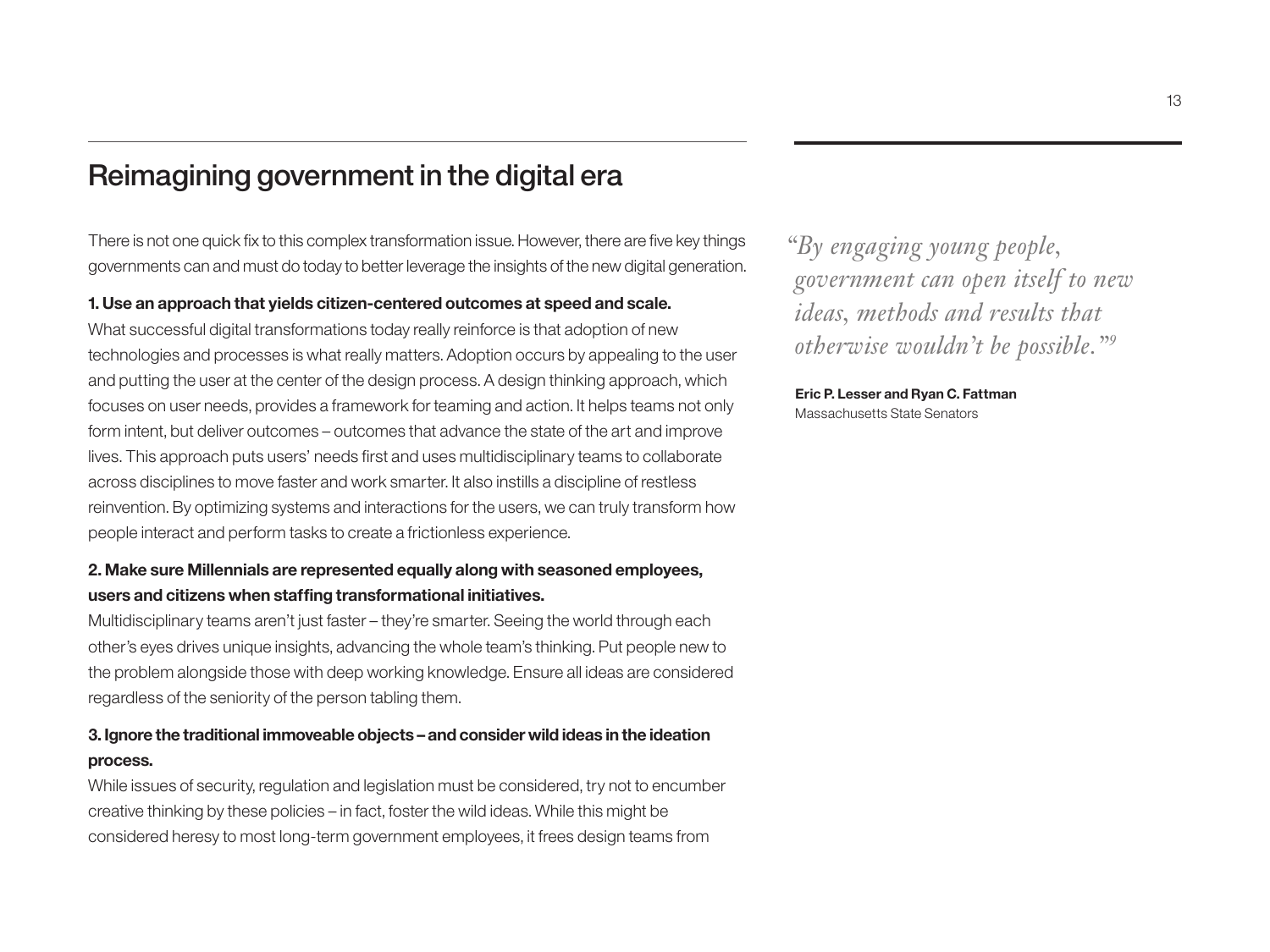## Reimagining government in the digital era

There is not one quick fix to this complex transformation issue. However, there are five key things governments can and must do today to better leverage the insights of the new digital generation.

**1. Use an approach that yields citizen-centered outcomes at speed and scale.**

What successful digital transformations today really reinforce is that adoption of new technologies and processes is what really matters. Adoption occurs by appealing to the user and putting the user at the center of the design process. A design thinking approach, which focuses on user needs, provides a framework for teaming and action. It helps teams not only form intent, but deliver outcomes – outcomes that advance the state of the art and improve lives. This approach puts users' needs first and uses multidisciplinary teams to collaborate across disciplines to move faster and work smarter. It also instills a discipline of restless reinvention. By optimizing systems and interactions for the users, we can truly transform how people interact and perform tasks to create a frictionless experience.

**2. Make sure Millennials are represented equally along with seasoned employees, users and citizens when staffing transformational initiatives.**

Multidisciplinary teams aren't just faster – they're smarter. Seeing the world through each other's eyes drives unique insights, advancing the whole team's thinking. Put people new to the problem alongside those with deep working knowledge. Ensure all ideas are considered regardless of the seniority of the person tabling them.

**3. Ignore the traditional immoveable objects – and consider wild ideas in the ideation process.**

While issues of security, regulation and legislation must be considered, try not to encumber creative thinking by these policies – in fact, foster the wild ideas. While this might be considered heresy to most long-term government employees, it frees design teams from

> *"By engaging young people, government can open itself to new ideas, methods and results that otherwise wouldn't be possible."*[9]
>
> **Eric P. Lesser and Ryan C. Fattman**
> Massachusetts State Senators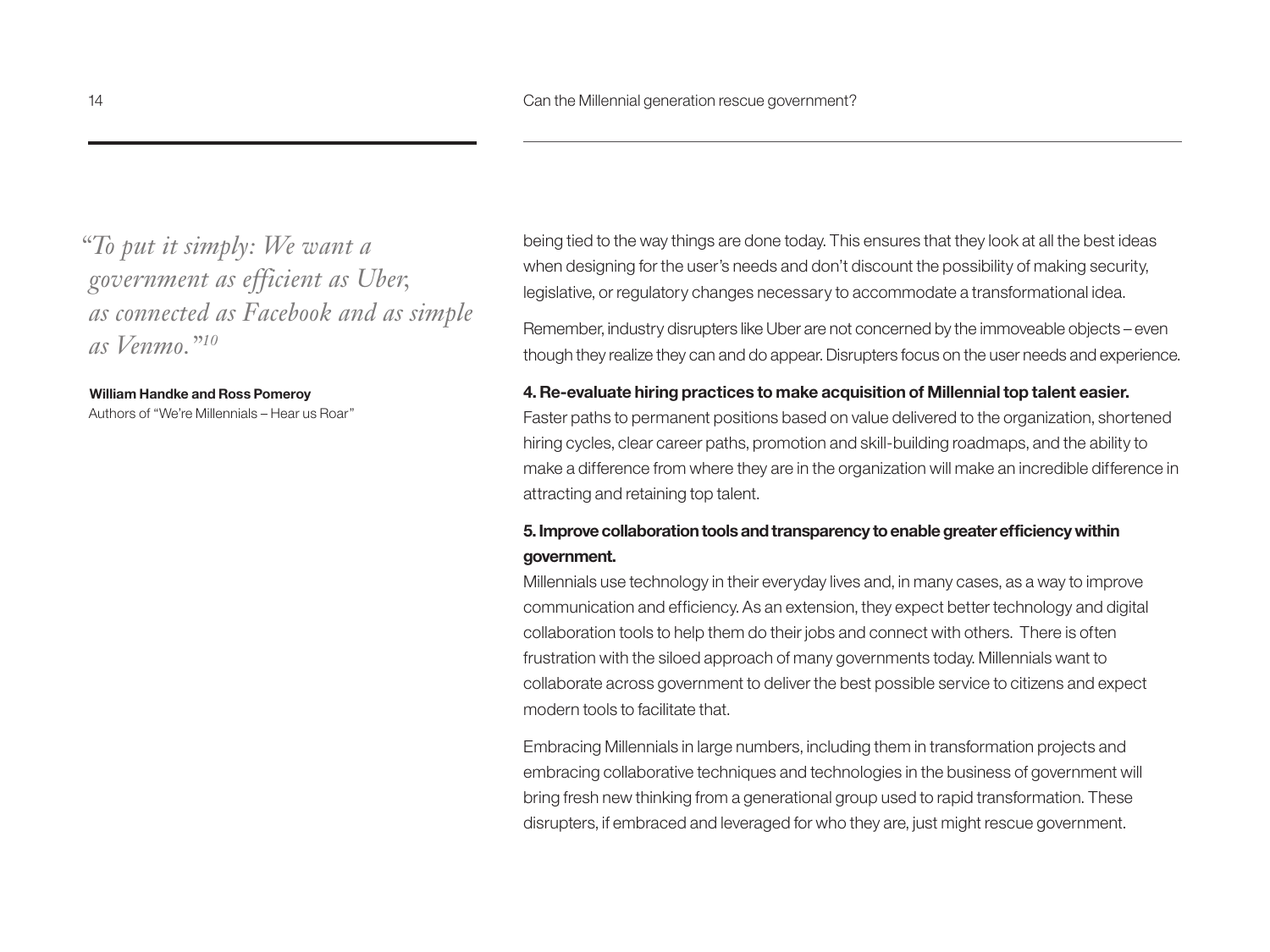*"To put it simply: We want a government as efficient as Uber, as connected as Facebook and as simple as Venmo."[10]*

**William Handke and Ross Pomeroy**
Authors of "We're Millennials – Hear us Roar"

being tied to the way things are done today. This ensures that they look at all the best ideas when designing for the user's needs and don't discount the possibility of making security, legislative, or regulatory changes necessary to accommodate a transformational idea.

Remember, industry disrupters like Uber are not concerned by the immoveable objects – even though they realize they can and do appear. Disrupters focus on the user needs and experience.

**4. Re-evaluate hiring practices to make acquisition of Millennial top talent easier.**
Faster paths to permanent positions based on value delivered to the organization, shortened hiring cycles, clear career paths, promotion and skill-building roadmaps, and the ability to make a difference from where they are in the organization will make an incredible difference in attracting and retaining top talent.

**5. Improve collaboration tools and transparency to enable greater efficiency within government.**
Millennials use technology in their everyday lives and, in many cases, as a way to improve communication and efficiency. As an extension, they expect better technology and digital collaboration tools to help them do their jobs and connect with others. There is often frustration with the siloed approach of many governments today. Millennials want to collaborate across government to deliver the best possible service to citizens and expect modern tools to facilitate that.

Embracing Millennials in large numbers, including them in transformation projects and embracing collaborative techniques and technologies in the business of government will bring fresh new thinking from a generational group used to rapid transformation. These disrupters, if embraced and leveraged for who they are, just might rescue government.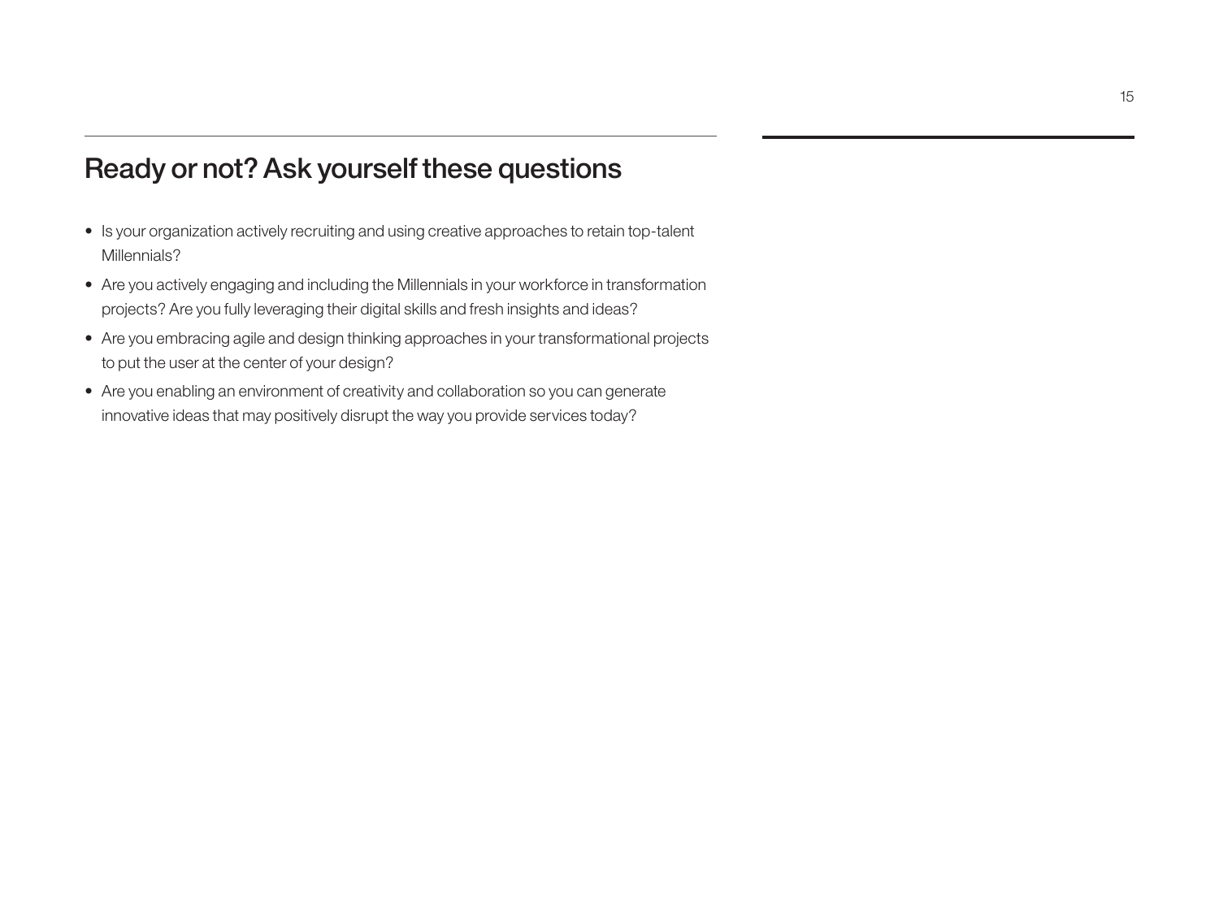## Ready or not? Ask yourself these questions

- Is your organization actively recruiting and using creative approaches to retain top-talent Millennials?
- Are you actively engaging and including the Millennials in your workforce in transformation projects? Are you fully leveraging their digital skills and fresh insights and ideas?
- Are you embracing agile and design thinking approaches in your transformational projects to put the user at the center of your design?
- Are you enabling an environment of creativity and collaboration so you can generate innovative ideas that may positively disrupt the way you provide services today?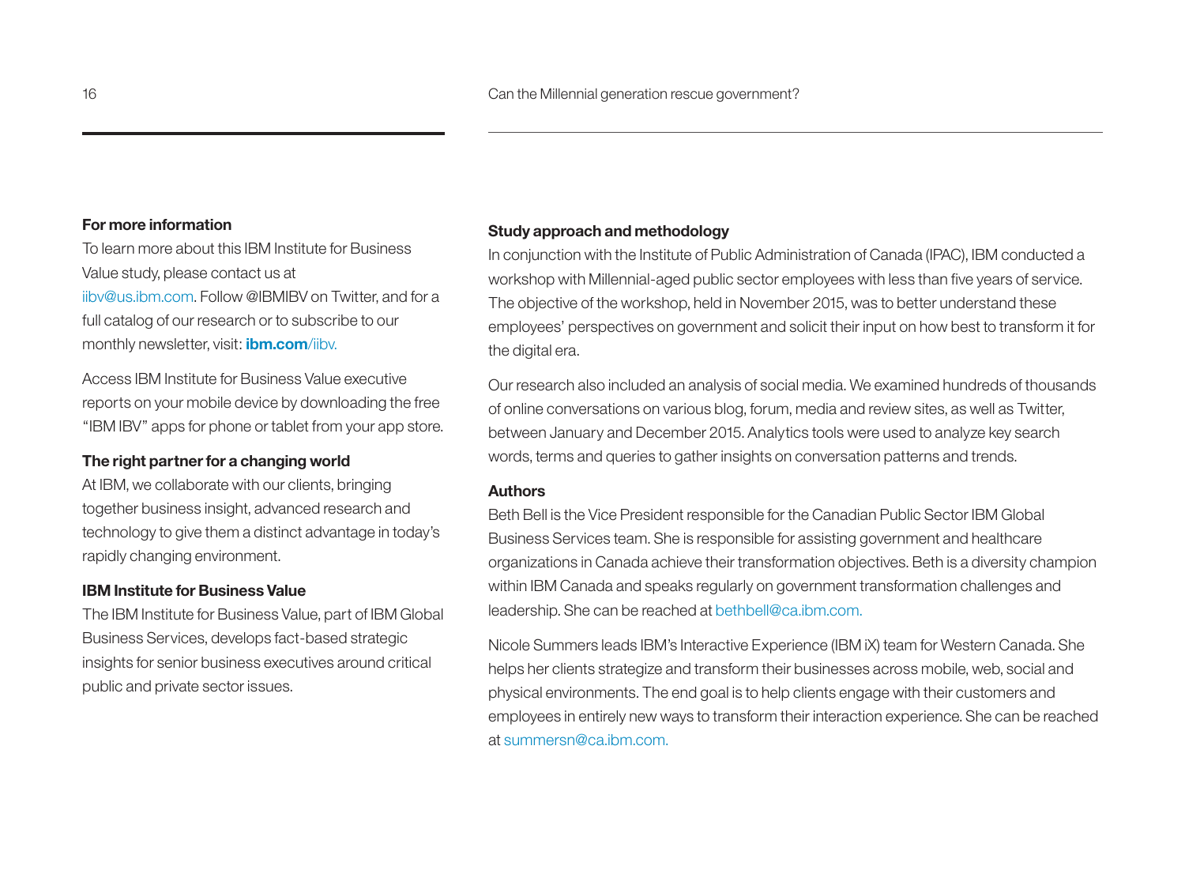## For more information

To learn more about this IBM Institute for Business Value study, please contact us at iibv@us.ibm.com. Follow @IBMIBV on Twitter, and for a full catalog of our research or to subscribe to our monthly newsletter, visit: **ibm.com**/iibv.

Access IBM Institute for Business Value executive reports on your mobile device by downloading the free "IBM IBV" apps for phone or tablet from your app store.

## The right partner for a changing world

At IBM, we collaborate with our clients, bringing together business insight, advanced research and technology to give them a distinct advantage in today's rapidly changing environment.

## IBM Institute for Business Value

The IBM Institute for Business Value, part of IBM Global Business Services, develops fact-based strategic insights for senior business executives around critical public and private sector issues.

## Study approach and methodology

In conjunction with the Institute of Public Administration of Canada (IPAC), IBM conducted a workshop with Millennial-aged public sector employees with less than five years of service. The objective of the workshop, held in November 2015, was to better understand these employees' perspectives on government and solicit their input on how best to transform it for the digital era.

Our research also included an analysis of social media. We examined hundreds of thousands of online conversations on various blog, forum, media and review sites, as well as Twitter, between January and December 2015. Analytics tools were used to analyze key search words, terms and queries to gather insights on conversation patterns and trends.

## Authors

Beth Bell is the Vice President responsible for the Canadian Public Sector IBM Global Business Services team. She is responsible for assisting government and healthcare organizations in Canada achieve their transformation objectives. Beth is a diversity champion within IBM Canada and speaks regularly on government transformation challenges and leadership. She can be reached at bethbell@ca.ibm.com.

Nicole Summers leads IBM's Interactive Experience (IBM iX) team for Western Canada. She helps her clients strategize and transform their businesses across mobile, web, social and physical environments. The end goal is to help clients engage with their customers and employees in entirely new ways to transform their interaction experience. She can be reached at summersn@ca.ibm.com.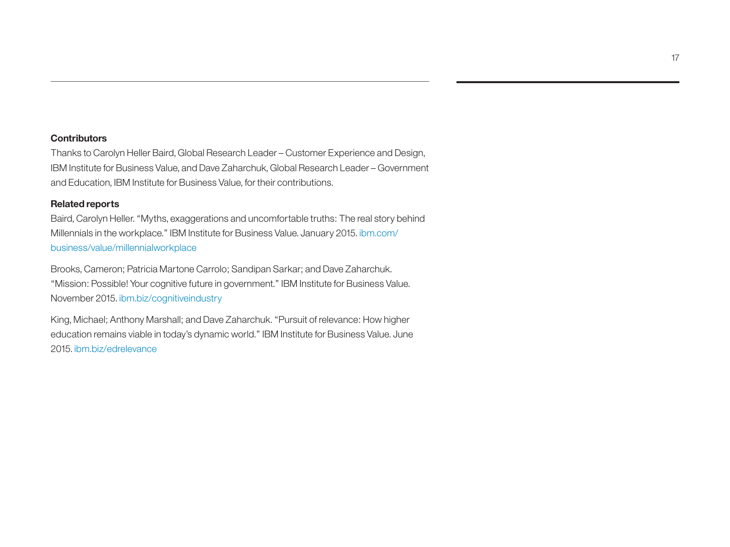## Contributors

Thanks to Carolyn Heller Baird, Global Research Leader – Customer Experience and Design, IBM Institute for Business Value, and Dave Zaharchuk, Global Research Leader – Government and Education, IBM Institute for Business Value, for their contributions.

## Related reports

Baird, Carolyn Heller. "Myths, exaggerations and uncomfortable truths: The real story behind Millennials in the workplace." IBM Institute for Business Value. January 2015. ibm.com/business/value/millennialworkplace

Brooks, Cameron; Patricia Martone Carrolo; Sandipan Sarkar; and Dave Zaharchuk. "Mission: Possible! Your cognitive future in government." IBM Institute for Business Value. November 2015. ibm.biz/cognitiveindustry

King, Michael; Anthony Marshall; and Dave Zaharchuk. "Pursuit of relevance: How higher education remains viable in today's dynamic world." IBM Institute for Business Value. June 2015. ibm.biz/edrelevance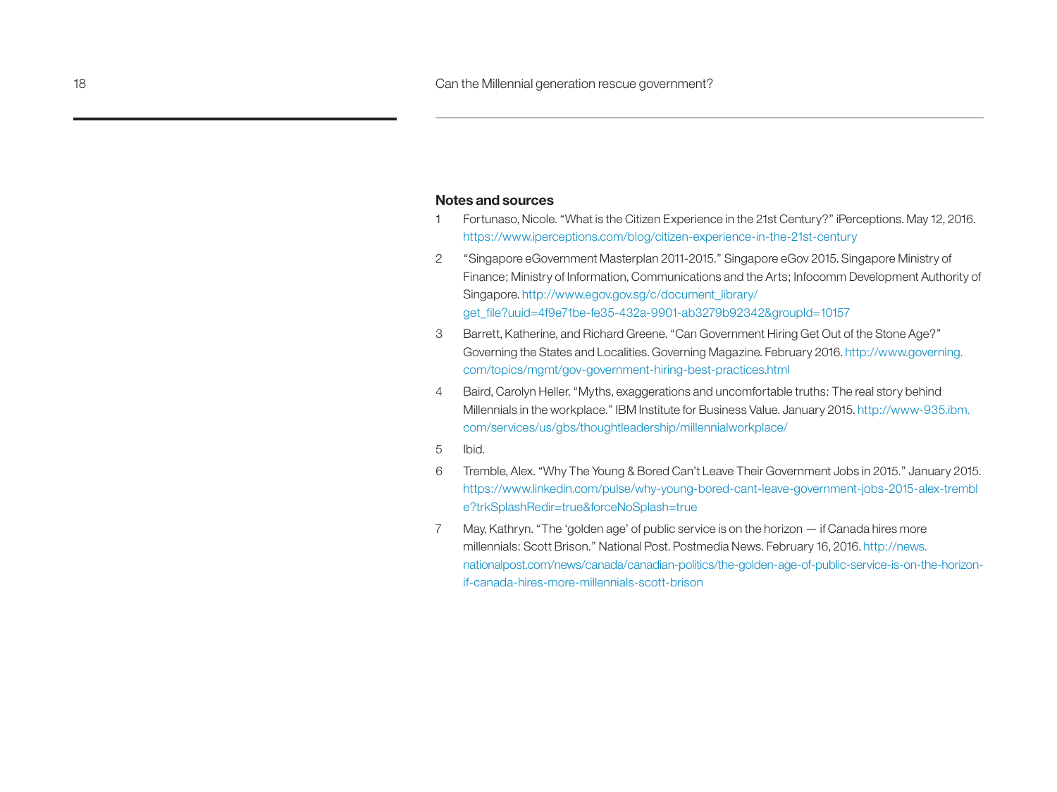## Notes and sources

1. Fortunaso, Nicole. "What is the Citizen Experience in the 21st Century?" iPerceptions. May 12, 2016. https://www.iperceptions.com/blog/citizen-experience-in-the-21st-century
2. "Singapore eGovernment Masterplan 2011-2015." Singapore eGov 2015. Singapore Ministry of Finance; Ministry of Information, Communications and the Arts; Infocomm Development Authority of Singapore. http://www.egov.gov.sg/c/document_library/get_file?uuid=4f9e71be-fe35-432a-9901-ab3279b92342&groupId=10157
3. Barrett, Katherine, and Richard Greene. "Can Government Hiring Get Out of the Stone Age?" Governing the States and Localities. Governing Magazine. February 2016. http://www.governing.com/topics/mgmt/gov-government-hiring-best-practices.html
4. Baird, Carolyn Heller. "Myths, exaggerations and uncomfortable truths: The real story behind Millennials in the workplace." IBM Institute for Business Value. January 2015. http://www-935.ibm.com/services/us/gbs/thoughtleadership/millennialworkplace/
5. Ibid.
6. Tremble, Alex. "Why The Young & Bored Can't Leave Their Government Jobs in 2015." January 2015. https://www.linkedin.com/pulse/why-young-bored-cant-leave-government-jobs-2015-alex-tremble?trkSplashRedir=true&forceNoSplash=true
7. May, Kathryn. "The 'golden age' of public service is on the horizon — if Canada hires more millennials: Scott Brison." National Post. Postmedia News. February 16, 2016. http://news.nationalpost.com/news/canada/canadian-politics/the-golden-age-of-public-service-is-on-the-horizon-if-canada-hires-more-millennials-scott-brison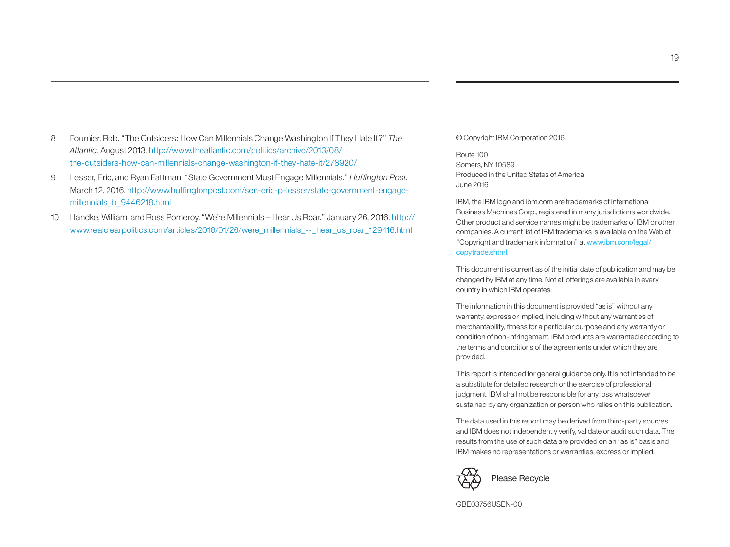8 Fournier, Rob. "The Outsiders: How Can Millennials Change Washington If They Hate It?" *The Atlantic*. August 2013. http://www.theatlantic.com/politics/archive/2013/08/the-outsiders-how-can-millennials-change-washington-if-they-hate-it/278920/

9 Lesser, Eric, and Ryan Fattman. "State Government Must Engage Millennials." *Huffington Post.* March 12, 2016. http://www.huffingtonpost.com/sen-eric-p-lesser/state-government-engage-millennials_b_9446218.html

10 Handke, William, and Ross Pomeroy. "We're Millennials – Hear Us Roar." January 26, 2016. http://www.realclearpolitics.com/articles/2016/01/26/were_millennials_--_hear_us_roar_129416.html

© Copyright IBM Corporation 2016

Route 100
Somers, NY 10589
Produced in the United States of America
June 2016

IBM, the IBM logo and ibm.com are trademarks of International Business Machines Corp., registered in many jurisdictions worldwide. Other product and service names might be trademarks of IBM or other companies. A current list of IBM trademarks is available on the Web at "Copyright and trademark information" at www.ibm.com/legal/copytrade.shtml.

This document is current as of the initial date of publication and may be changed by IBM at any time. Not all offerings are available in every country in which IBM operates.

The information in this document is provided "as is" without any warranty, express or implied, including without any warranties of merchantability, fitness for a particular purpose and any warranty or condition of non-infringement. IBM products are warranted according to the terms and conditions of the agreements under which they are provided.

This report is intended for general guidance only. It is not intended to be a substitute for detailed research or the exercise of professional judgment. IBM shall not be responsible for any loss whatsoever sustained by any organization or person who relies on this publication.

The data used in this report may be derived from third-party sources and IBM does not independently verify, validate or audit such data. The results from the use of such data are provided on an "as is" basis and IBM makes no representations or warranties, express or implied.

Please Recycle

GBE03756USEN-00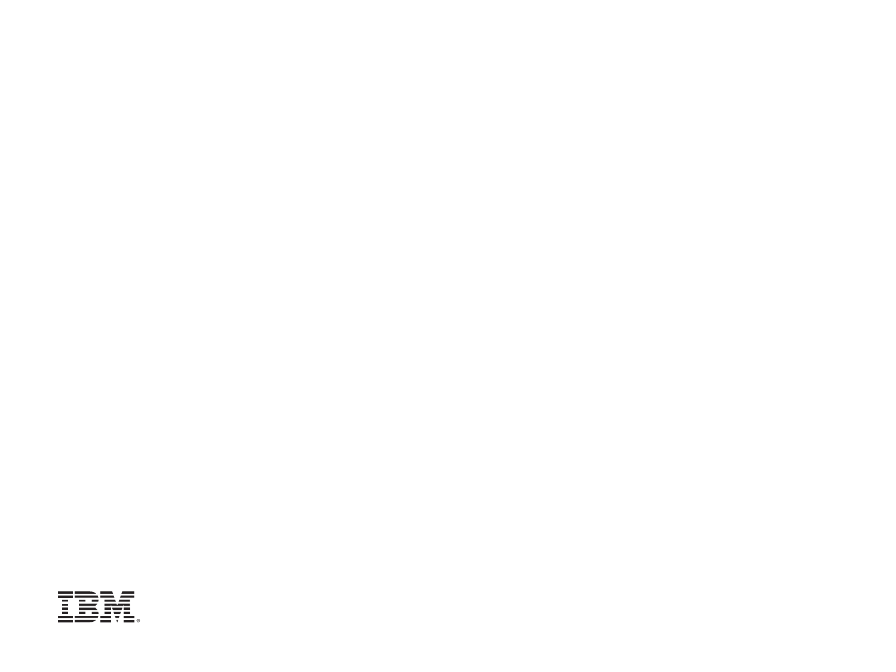IBM®